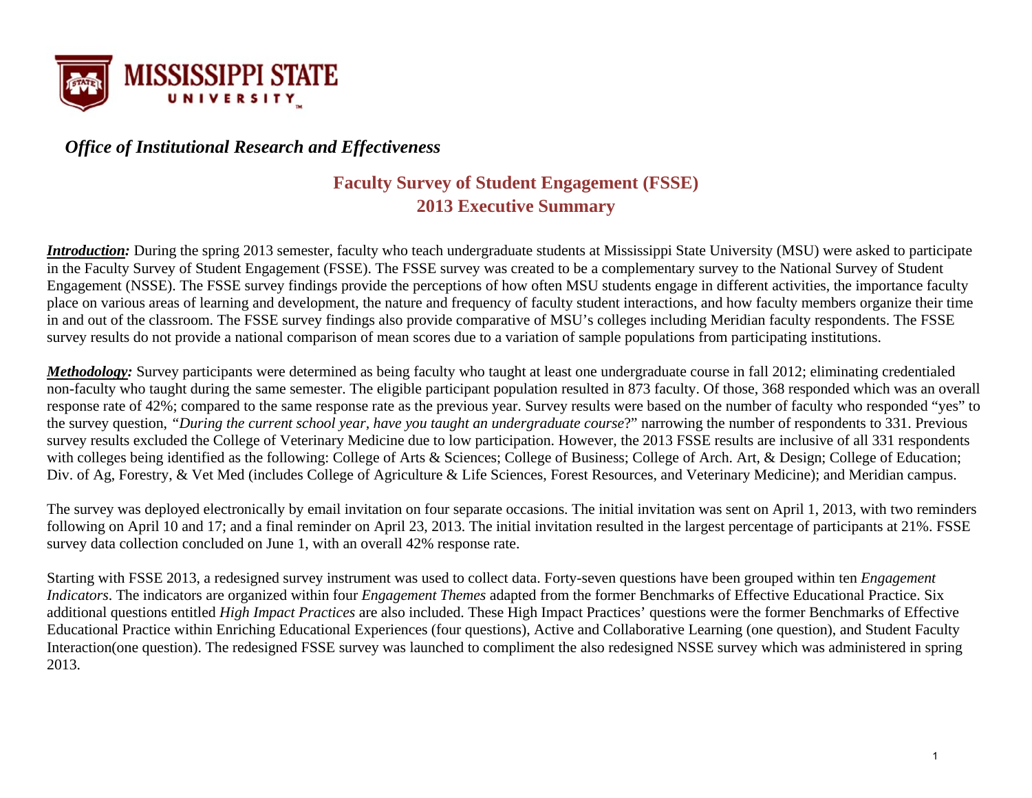# Office of Institutional Research and Effectiveness

## Faculty Survey of Student Engagement (FSSE)
## 2013 Executive Summary

***Introduction:*** During the spring 2013 semester, faculty who teach undergraduate students at Mississippi State University (MSU) were asked to participate in the Faculty Survey of Student Engagement (FSSE). The FSSE survey was created to be a complementary survey to the National Survey of Student Engagement (NSSE). The FSSE survey findings provide the perceptions of how often MSU students engage in different activities, the importance faculty place on various areas of learning and development, the nature and frequency of faculty student interactions, and how faculty members organize their time in and out of the classroom. The FSSE survey findings also provide comparative of MSU's colleges including Meridian faculty respondents. The FSSE survey results do not provide a national comparison of mean scores due to a variation of sample populations from participating institutions.

***Methodology:*** Survey participants were determined as being faculty who taught at least one undergraduate course in fall 2012; eliminating credentialed non-faculty who taught during the same semester. The eligible participant population resulted in 873 faculty. Of those, 368 responded which was an overall response rate of 42%; compared to the same response rate as the previous year. Survey results were based on the number of faculty who responded "yes" to the survey question, *"During the current school year, have you taught an undergraduate course*?" narrowing the number of respondents to 331. Previous survey results excluded the College of Veterinary Medicine due to low participation. However, the 2013 FSSE results are inclusive of all 331 respondents with colleges being identified as the following: College of Arts & Sciences; College of Business; College of Arch. Art, & Design; College of Education; Div. of Ag, Forestry, & Vet Med (includes College of Agriculture & Life Sciences, Forest Resources, and Veterinary Medicine); and Meridian campus.

The survey was deployed electronically by email invitation on four separate occasions. The initial invitation was sent on April 1, 2013, with two reminders following on April 10 and 17; and a final reminder on April 23, 2013. The initial invitation resulted in the largest percentage of participants at 21%. FSSE survey data collection concluded on June 1, with an overall 42% response rate.

Starting with FSSE 2013, a redesigned survey instrument was used to collect data. Forty-seven questions have been grouped within ten *Engagement Indicators*. The indicators are organized within four *Engagement Themes* adapted from the former Benchmarks of Effective Educational Practice. Six additional questions entitled *High Impact Practices* are also included. These High Impact Practices' questions were the former Benchmarks of Effective Educational Practice within Enriching Educational Experiences (four questions), Active and Collaborative Learning (one question), and Student Faculty Interaction(one question). The redesigned FSSE survey was launched to compliment the also redesigned NSSE survey which was administered in spring 2013.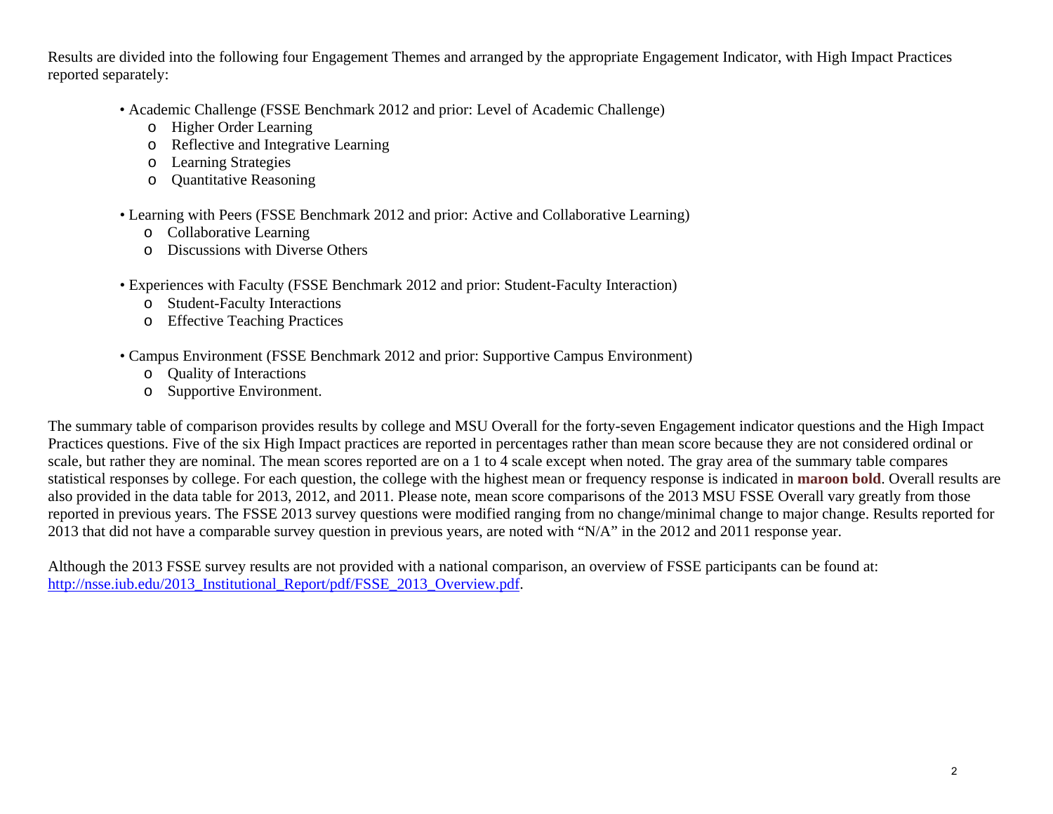Results are divided into the following four Engagement Themes and arranged by the appropriate Engagement Indicator, with High Impact Practices reported separately:

- Academic Challenge (FSSE Benchmark 2012 and prior: Level of Academic Challenge)
    - Higher Order Learning
    - Reflective and Integrative Learning
    - Learning Strategies
    - Quantitative Reasoning

- Learning with Peers (FSSE Benchmark 2012 and prior: Active and Collaborative Learning)
    - Collaborative Learning
    - Discussions with Diverse Others

- Experiences with Faculty (FSSE Benchmark 2012 and prior: Student-Faculty Interaction)
    - Student-Faculty Interactions
    - Effective Teaching Practices

- Campus Environment (FSSE Benchmark 2012 and prior: Supportive Campus Environment)
    - Quality of Interactions
    - Supportive Environment.

The summary table of comparison provides results by college and MSU Overall for the forty-seven Engagement indicator questions and the High Impact Practices questions. Five of the six High Impact practices are reported in percentages rather than mean score because they are not considered ordinal or scale, but rather they are nominal. The mean scores reported are on a 1 to 4 scale except when noted. The gray area of the summary table compares statistical responses by college. For each question, the college with the highest mean or frequency response is indicated in **maroon bold**. Overall results are also provided in the data table for 2013, 2012, and 2011. Please note, mean score comparisons of the 2013 MSU FSSE Overall vary greatly from those reported in previous years. The FSSE 2013 survey questions were modified ranging from no change/minimal change to major change. Results reported for 2013 that did not have a comparable survey question in previous years, are noted with "N/A" in the 2012 and 2011 response year.

Although the 2013 FSSE survey results are not provided with a national comparison, an overview of FSSE participants can be found at: http://nsse.iub.edu/2013_Institutional_Report/pdf/FSSE_2013_Overview.pdf.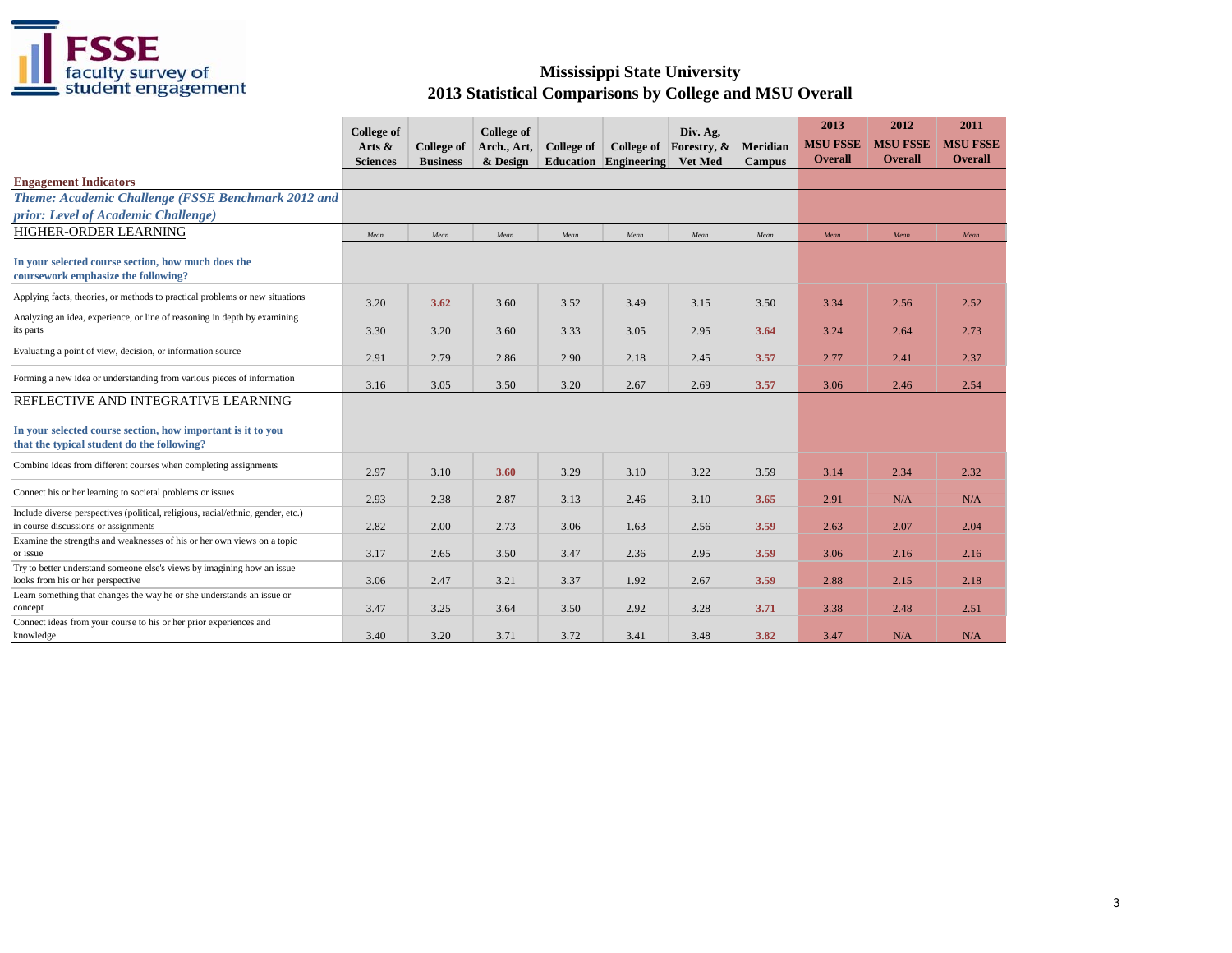# Mississippi State University
## 2013 Statistical Comparisons by College and MSU Overall

| | College of Arts & Sciences | College of Business | College of Arch., Art, & Design | College of Education | College of Engineering | Div. Ag, Forestry, & Vet Med | Meridian Campus | 2013 MSU FSSE Overall | 2012 MSU FSSE Overall | 2011 MSU FSSE Overall |
|---|---|---|---|---|---|---|---|---|---|---|
| **Engagement Indicators** | | | | | | | | | | |
| ***Theme: Academic Challenge (FSSE Benchmark 2012 and prior: Level of Academic Challenge)*** | | | | | | | | | | |
| HIGHER-ORDER LEARNING | *Mean* | *Mean* | *Mean* | *Mean* | *Mean* | *Mean* | *Mean* | *Mean* | *Mean* | *Mean* |
| **In your selected course section, how much does the coursework emphasize the following?** | | | | | | | | | | |
| Applying facts, theories, or methods to practical problems or new situations | 3.20 | **3.62** | 3.60 | 3.52 | 3.49 | 3.15 | 3.50 | 3.34 | 2.56 | 2.52 |
| Analyzing an idea, experience, or line of reasoning in depth by examining its parts | 3.30 | 3.20 | 3.60 | 3.33 | 3.05 | 2.95 | **3.64** | 3.24 | 2.64 | 2.73 |
| Evaluating a point of view, decision, or information source | 2.91 | 2.79 | 2.86 | 2.90 | 2.18 | 2.45 | **3.57** | 2.77 | 2.41 | 2.37 |
| Forming a new idea or understanding from various pieces of information | 3.16 | 3.05 | 3.50 | 3.20 | 2.67 | 2.69 | **3.57** | 3.06 | 2.46 | 2.54 |
| REFLECTIVE AND INTEGRATIVE LEARNING | | | | | | | | | | |
| **In your selected course section, how important is it to you that the typical student do the following?** | | | | | | | | | | |
| Combine ideas from different courses when completing assignments | 2.97 | 3.10 | **3.60** | 3.29 | 3.10 | 3.22 | 3.59 | 3.14 | 2.34 | 2.32 |
| Connect his or her learning to societal problems or issues | 2.93 | 2.38 | 2.87 | 3.13 | 2.46 | 3.10 | **3.65** | 2.91 | N/A | N/A |
| Include diverse perspectives (political, religious, racial/ethnic, gender, etc.) in course discussions or assignments | 2.82 | 2.00 | 2.73 | 3.06 | 1.63 | 2.56 | **3.59** | 2.63 | 2.07 | 2.04 |
| Examine the strengths and weaknesses of his or her own views on a topic or issue | 3.17 | 2.65 | 3.50 | 3.47 | 2.36 | 2.95 | **3.59** | 3.06 | 2.16 | 2.16 |
| Try to better understand someone else's views by imagining how an issue looks from his or her perspective | 3.06 | 2.47 | 3.21 | 3.37 | 1.92 | 2.67 | **3.59** | 2.88 | 2.15 | 2.18 |
| Learn something that changes the way he or she understands an issue or concept | 3.47 | 3.25 | 3.64 | 3.50 | 2.92 | 3.28 | **3.71** | 3.38 | 2.48 | 2.51 |
| Connect ideas from your course to his or her prior experiences and knowledge | 3.40 | 3.20 | 3.71 | 3.72 | 3.41 | 3.48 | **3.82** | 3.47 | N/A | N/A |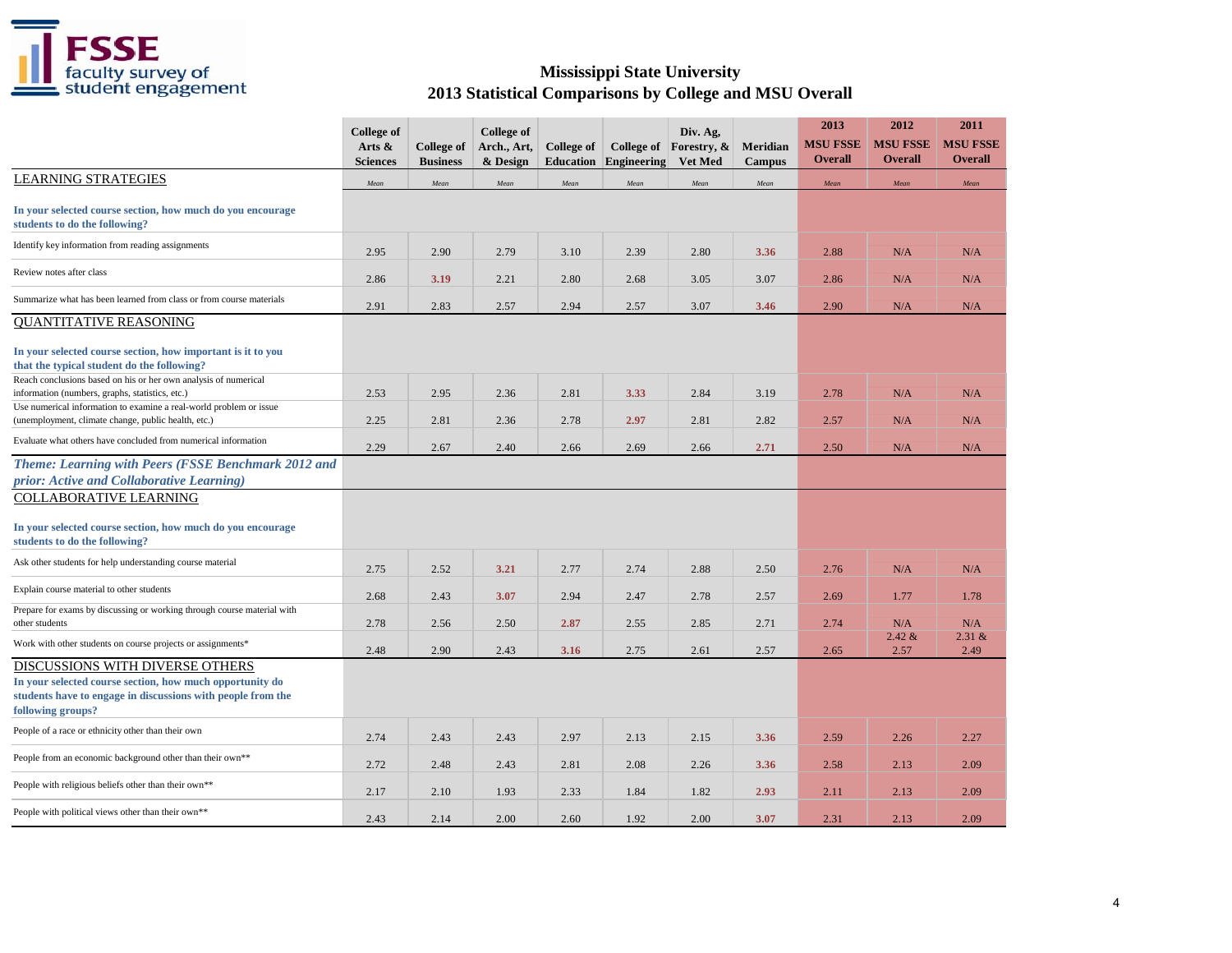# Mississippi State University
## 2013 Statistical Comparisons by College and MSU Overall

| | College of Arts & Sciences | College of Business | College of Arch., Art, & Design | College of Education | College of Engineering | Div. Ag, Forestry, & Vet Med | Meridian Campus | 2013 MSU FSSE Overall | 2012 MSU FSSE Overall | 2011 MSU FSSE Overall |
|---|---|---|---|---|---|---|---|---|---|---|
| LEARNING STRATEGIES | *Mean* | *Mean* | *Mean* | *Mean* | *Mean* | *Mean* | *Mean* | *Mean* | *Mean* | *Mean* |
| **In your selected course section, how much do you encourage students to do the following?** | | | | | | | | | | |
| Identify key information from reading assignments | 2.95 | 2.90 | 2.79 | 3.10 | 2.39 | 2.80 | **3.36** | 2.88 | N/A | N/A |
| Review notes after class | 2.86 | **3.19** | 2.21 | 2.80 | 2.68 | 3.05 | 3.07 | 2.86 | N/A | N/A |
| Summarize what has been learned from class or from course materials | 2.91 | 2.83 | 2.57 | 2.94 | 2.57 | 3.07 | **3.46** | 2.90 | N/A | N/A |
| QUANTITATIVE REASONING | | | | | | | | | | |
| **In your selected course section, how important is it to you that the typical student do the following?** | | | | | | | | | | |
| Reach conclusions based on his or her own analysis of numerical information (numbers, graphs, statistics, etc.) | 2.53 | 2.95 | 2.36 | 2.81 | **3.33** | 2.84 | 3.19 | 2.78 | N/A | N/A |
| Use numerical information to examine a real-world problem or issue (unemployment, climate change, public health, etc.) | 2.25 | 2.81 | 2.36 | 2.78 | **2.97** | 2.81 | 2.82 | 2.57 | N/A | N/A |
| Evaluate what others have concluded from numerical information | 2.29 | 2.67 | 2.40 | 2.66 | 2.69 | 2.66 | **2.71** | 2.50 | N/A | N/A |
| ***Theme: Learning with Peers (FSSE Benchmark 2012 and prior: Active and Collaborative Learning)*** | | | | | | | | | | |
| COLLABORATIVE LEARNING | | | | | | | | | | |
| **In your selected course section, how much do you encourage students to do the following?** | | | | | | | | | | |
| Ask other students for help understanding course material | 2.75 | 2.52 | **3.21** | 2.77 | 2.74 | 2.88 | 2.50 | 2.76 | N/A | N/A |
| Explain course material to other students | 2.68 | 2.43 | **3.07** | 2.94 | 2.47 | 2.78 | 2.57 | 2.69 | 1.77 | 1.78 |
| Prepare for exams by discussing or working through course material with other students | 2.78 | 2.56 | 2.50 | **2.87** | 2.55 | 2.85 | 2.71 | 2.74 | N/A | N/A |
| Work with other students on course projects or assignments* | 2.48 | 2.90 | 2.43 | **3.16** | 2.75 | 2.61 | 2.57 | 2.65 | 2.42 & 2.57 | 2.31 & 2.49 |
| DISCUSSIONS WITH DIVERSE OTHERS | | | | | | | | | | |
| **In your selected course section, how much opportunity do students have to engage in discussions with people from the following groups?** | | | | | | | | | | |
| People of a race or ethnicity other than their own | 2.74 | 2.43 | 2.43 | 2.97 | 2.13 | 2.15 | **3.36** | 2.59 | 2.26 | 2.27 |
| People from an economic background other than their own** | 2.72 | 2.48 | 2.43 | 2.81 | 2.08 | 2.26 | **3.36** | 2.58 | 2.13 | 2.09 |
| People with religious beliefs other than their own** | 2.17 | 2.10 | 1.93 | 2.33 | 1.84 | 1.82 | **2.93** | 2.11 | 2.13 | 2.09 |
| People with political views other than their own** | 2.43 | 2.14 | 2.00 | 2.60 | 1.92 | 2.00 | **3.07** | 2.31 | 2.13 | 2.09 |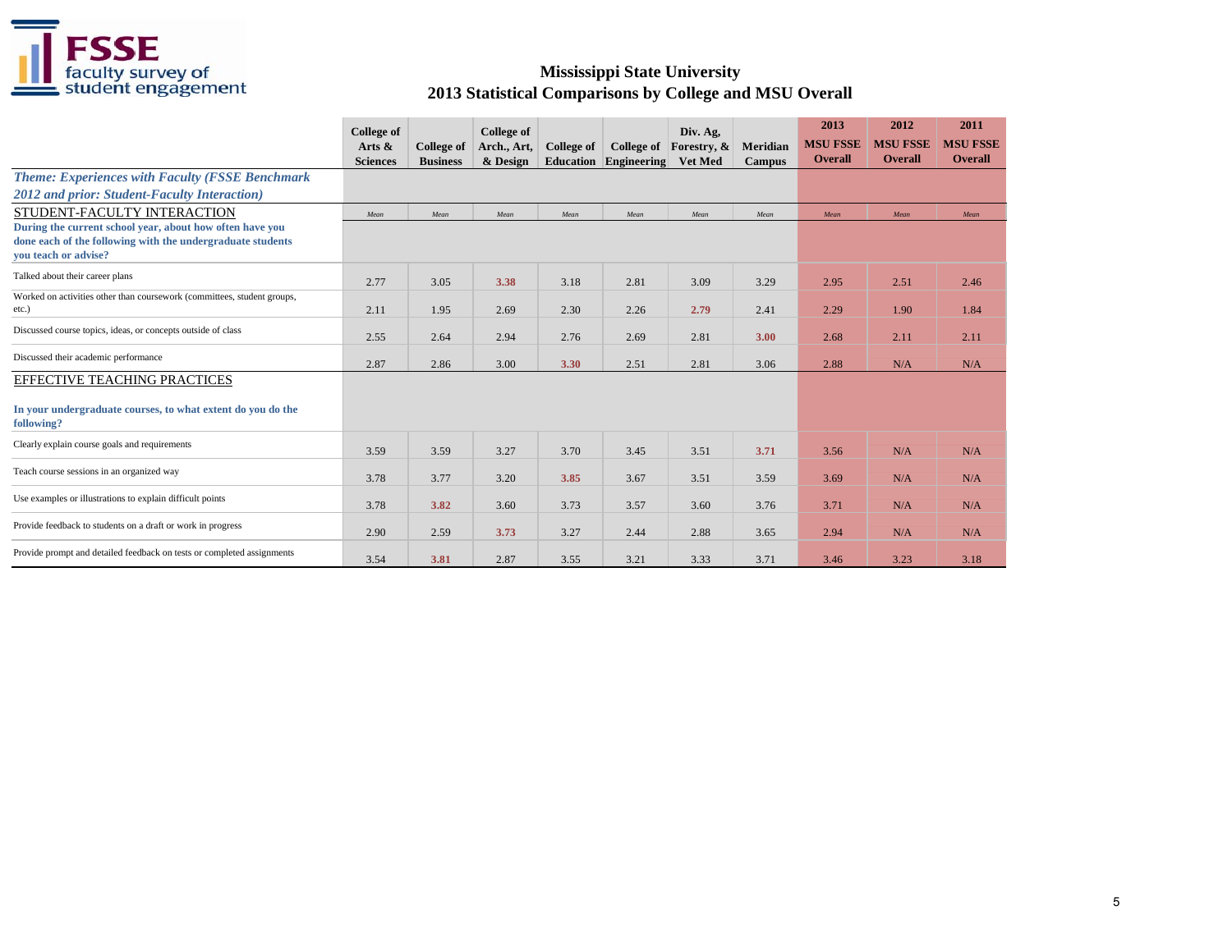# Mississippi State University
## 2013 Statistical Comparisons by College and MSU Overall

| | College of Arts & Sciences | College of Business | College of Arch., Art, & Design | College of Education | College of Engineering | Div. Ag, Forestry, & Vet Med | Meridian Campus | 2013 MSU FSSE Overall | 2012 MSU FSSE Overall | 2011 MSU FSSE Overall |
|---|---|---|---|---|---|---|---|---|---|---|
| ***Theme: Experiences with Faculty (FSSE Benchmark 2012 and prior: Student-Faculty Interaction)*** | | | | | | | | | | |
| STUDENT-FACULTY INTERACTION | *Mean* | *Mean* | *Mean* | *Mean* | *Mean* | *Mean* | *Mean* | *Mean* | *Mean* | *Mean* |
| **During the current school year, about how often have you done each of the following with the undergraduate students you teach or advise?** | | | | | | | | | | |
| Talked about their career plans | 2.77 | 3.05 | **3.38** | 3.18 | 2.81 | 3.09 | 3.29 | 2.95 | 2.51 | 2.46 |
| Worked on activities other than coursework (committees, student groups, etc.) | 2.11 | 1.95 | 2.69 | 2.30 | 2.26 | **2.79** | 2.41 | 2.29 | 1.90 | 1.84 |
| Discussed course topics, ideas, or concepts outside of class | 2.55 | 2.64 | 2.94 | 2.76 | 2.69 | 2.81 | **3.00** | 2.68 | 2.11 | 2.11 |
| Discussed their academic performance | 2.87 | 2.86 | 3.00 | **3.30** | 2.51 | 2.81 | 3.06 | 2.88 | N/A | N/A |
| EFFECTIVE TEACHING PRACTICES | | | | | | | | | | |
| **In your undergraduate courses, to what extent do you do the following?** | | | | | | | | | | |
| Clearly explain course goals and requirements | 3.59 | 3.59 | 3.27 | 3.70 | 3.45 | 3.51 | **3.71** | 3.56 | N/A | N/A |
| Teach course sessions in an organized way | 3.78 | 3.77 | 3.20 | **3.85** | 3.67 | 3.51 | 3.59 | 3.69 | N/A | N/A |
| Use examples or illustrations to explain difficult points | 3.78 | **3.82** | 3.60 | 3.73 | 3.57 | 3.60 | 3.76 | 3.71 | N/A | N/A |
| Provide feedback to students on a draft or work in progress | 2.90 | 2.59 | **3.73** | 3.27 | 2.44 | 2.88 | 3.65 | 2.94 | N/A | N/A |
| Provide prompt and detailed feedback on tests or completed assignments | 3.54 | **3.81** | 2.87 | 3.55 | 3.21 | 3.33 | 3.71 | 3.46 | 3.23 | 3.18 |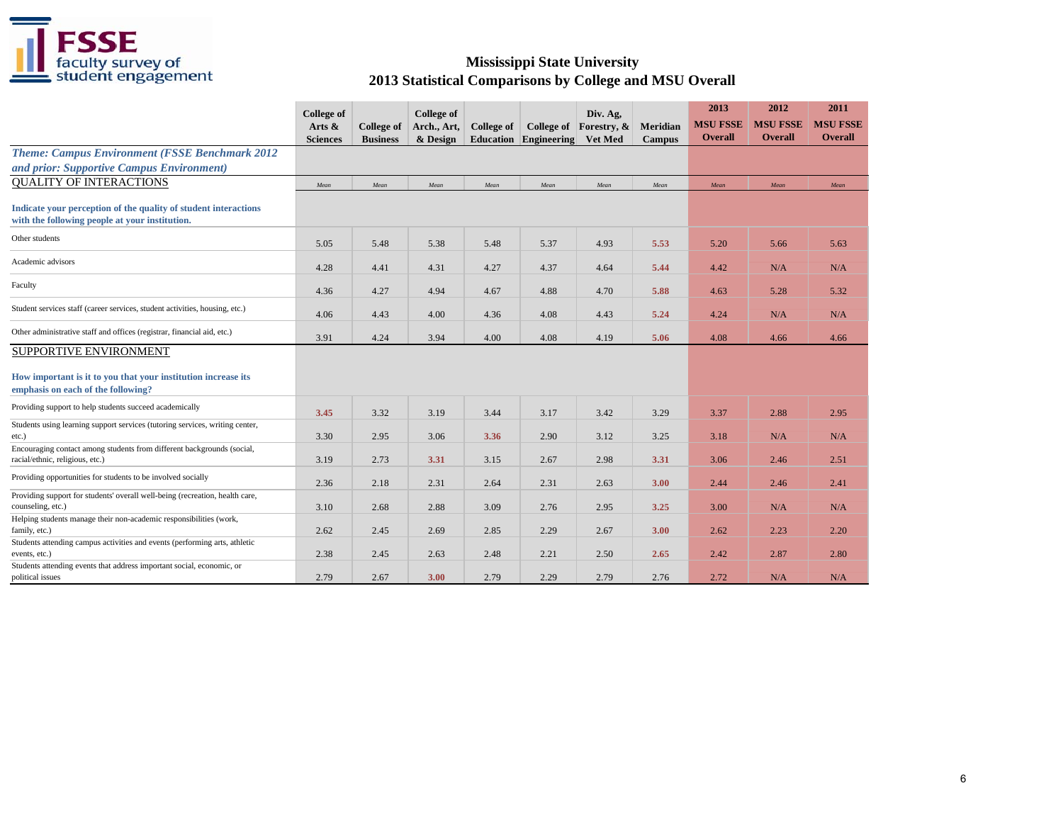# Mississippi State University
## 2013 Statistical Comparisons by College and MSU Overall

| | College of Arts & Sciences | College of Business | College of Arch., Art, & Design | College of Education | College of Engineering | Div. Ag, Forestry, & Vet Med | Meridian Campus | 2013 MSU FSSE Overall | 2012 MSU FSSE Overall | 2011 MSU FSSE Overall |
|---|---|---|---|---|---|---|---|---|---|---|
| ***Theme: Campus Environment (FSSE Benchmark 2012 and prior: Supportive Campus Environment)*** | | | | | | | | | | |
| QUALITY OF INTERACTIONS | *Mean* | *Mean* | *Mean* | *Mean* | *Mean* | *Mean* | *Mean* | *Mean* | *Mean* | *Mean* |
| **Indicate your perception of the quality of student interactions with the following people at your institution.** | | | | | | | | | | |
| Other students | 5.05 | 5.48 | 5.38 | 5.48 | 5.37 | 4.93 | **5.53** | 5.20 | 5.66 | 5.63 |
| Academic advisors | 4.28 | 4.41 | 4.31 | 4.27 | 4.37 | 4.64 | **5.44** | 4.42 | N/A | N/A |
| Faculty | 4.36 | 4.27 | 4.94 | 4.67 | 4.88 | 4.70 | **5.88** | 4.63 | 5.28 | 5.32 |
| Student services staff (career services, student activities, housing, etc.) | 4.06 | 4.43 | 4.00 | 4.36 | 4.08 | 4.43 | **5.24** | 4.24 | N/A | N/A |
| Other administrative staff and offices (registrar, financial aid, etc.) | 3.91 | 4.24 | 3.94 | 4.00 | 4.08 | 4.19 | **5.06** | 4.08 | 4.66 | 4.66 |
| SUPPORTIVE ENVIRONMENT | | | | | | | | | | |
| **How important is it to you that your institution increase its emphasis on each of the following?** | | | | | | | | | | |
| Providing support to help students succeed academically | **3.45** | 3.32 | 3.19 | 3.44 | 3.17 | 3.42 | 3.29 | 3.37 | 2.88 | 2.95 |
| Students using learning support services (tutoring services, writing center, etc.) | 3.30 | 2.95 | 3.06 | **3.36** | 2.90 | 3.12 | 3.25 | 3.18 | N/A | N/A |
| Encouraging contact among students from different backgrounds (social, racial/ethnic, religious, etc.) | 3.19 | 2.73 | **3.31** | 3.15 | 2.67 | 2.98 | **3.31** | 3.06 | 2.46 | 2.51 |
| Providing opportunities for students to be involved socially | 2.36 | 2.18 | 2.31 | 2.64 | 2.31 | 2.63 | **3.00** | 2.44 | 2.46 | 2.41 |
| Providing support for students' overall well-being (recreation, health care, counseling, etc.) | 3.10 | 2.68 | 2.88 | 3.09 | 2.76 | 2.95 | **3.25** | 3.00 | N/A | N/A |
| Helping students manage their non-academic responsibilities (work, family, etc.) | 2.62 | 2.45 | 2.69 | 2.85 | 2.29 | 2.67 | **3.00** | 2.62 | 2.23 | 2.20 |
| Students attending campus activities and events (performing arts, athletic events, etc.) | 2.38 | 2.45 | 2.63 | 2.48 | 2.21 | 2.50 | **2.65** | 2.42 | 2.87 | 2.80 |
| Students attending events that address important social, economic, or political issues | 2.79 | 2.67 | **3.00** | 2.79 | 2.29 | 2.79 | 2.76 | 2.72 | N/A | N/A |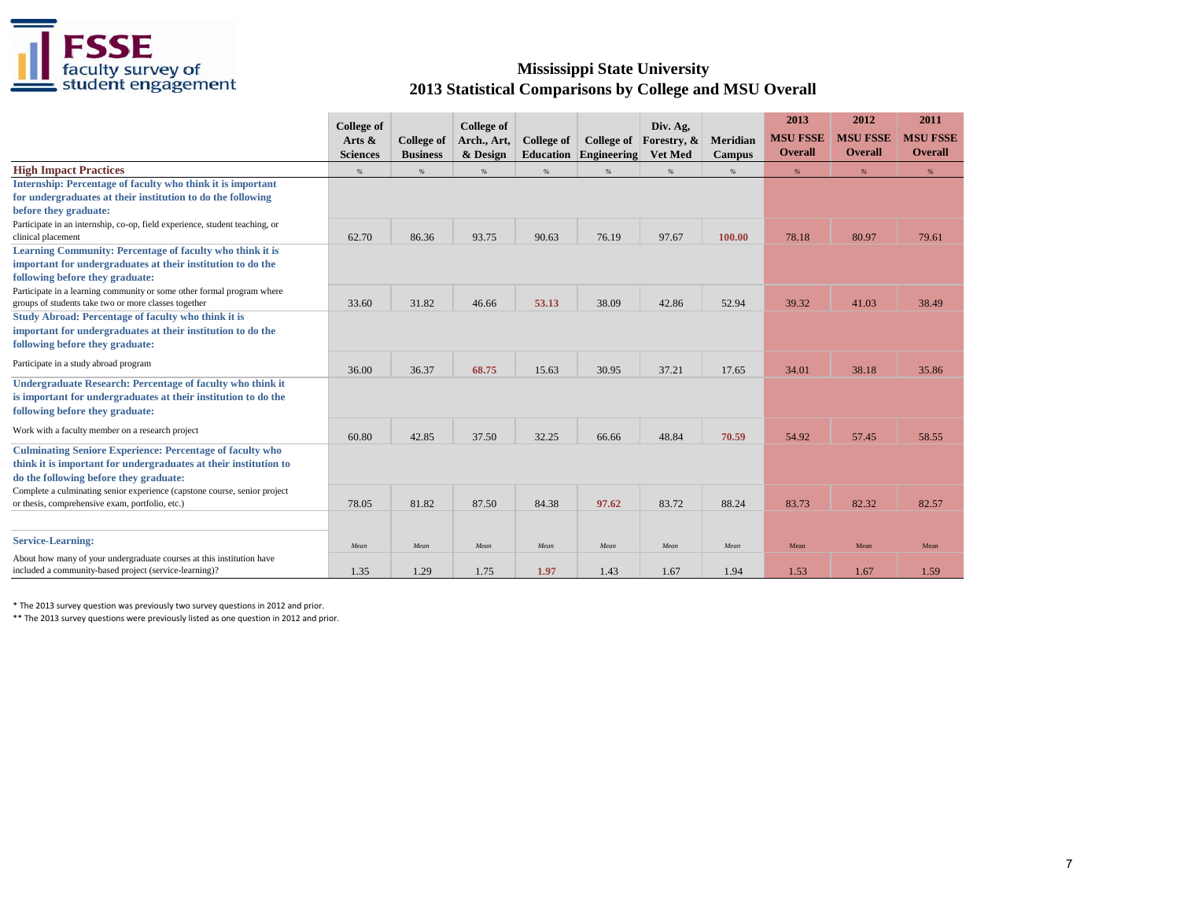# Mississippi State University
## 2013 Statistical Comparisons by College and MSU Overall

| | College of Arts & Sciences | College of Business | College of Arch., Art, & Design | College of Education | College of Engineering | Div. Ag, Forestry, & Vet Med | Meridian Campus | 2013 MSU FSSE Overall | 2012 MSU FSSE Overall | 2011 MSU FSSE Overall |
|---|---|---|---|---|---|---|---|---|---|---|
| **High Impact Practices** | % | % | % | % | % | % | % | % | % | % |
| **Internship: Percentage of faculty who think it is important for undergraduates at their institution to do the following before they graduate:** | | | | | | | | | | |
| Participate in an internship, co-op, field experience, student teaching, or clinical placement | 62.70 | 86.36 | 93.75 | 90.63 | 76.19 | 97.67 | **100.00** | 78.18 | 80.97 | 79.61 |
| **Learning Community: Percentage of faculty who think it is important for undergraduates at their institution to do the following before they graduate:** | | | | | | | | | | |
| Participate in a learning community or some other formal program where groups of students take two or more classes together | 33.60 | 31.82 | 46.66 | **53.13** | 38.09 | 42.86 | 52.94 | 39.32 | 41.03 | 38.49 |
| **Study Abroad: Percentage of faculty who think it is important for undergraduates at their institution to do the following before they graduate:** | | | | | | | | | | |
| Participate in a study abroad program | 36.00 | 36.37 | **68.75** | 15.63 | 30.95 | 37.21 | 17.65 | 34.01 | 38.18 | 35.86 |
| **Undergraduate Research: Percentage of faculty who think it is important for undergraduates at their institution to do the following before they graduate:** | | | | | | | | | | |
| Work with a faculty member on a research project | 60.80 | 42.85 | 37.50 | 32.25 | 66.66 | 48.84 | **70.59** | 54.92 | 57.45 | 58.55 |
| **Culminating Seniore Experience: Percentage of faculty who think it is important for undergraduates at their institution to do the following before they graduate:** | | | | | | | | | | |
| Complete a culminating senior experience (capstone course, senior project or thesis, comprehensive exam, portfolio, etc.) | 78.05 | 81.82 | 87.50 | 84.38 | **97.62** | 83.72 | 88.24 | 83.73 | 82.32 | 82.57 |
| | | | | | | | | | | |
| **Service-Learning:** | *Mean* | *Mean* | *Mean* | *Mean* | *Mean* | *Mean* | *Mean* | Mean | Mean | Mean |
| About how many of your undergraduate courses at this institution have included a community-based project (service-learning)? | 1.35 | 1.29 | 1.75 | **1.97** | 1.43 | 1.67 | 1.94 | 1.53 | 1.67 | 1.59 |

\* The 2013 survey question was previously two survey questions in 2012 and prior.

\*\* The 2013 survey questions were previously listed as one question in 2012 and prior.